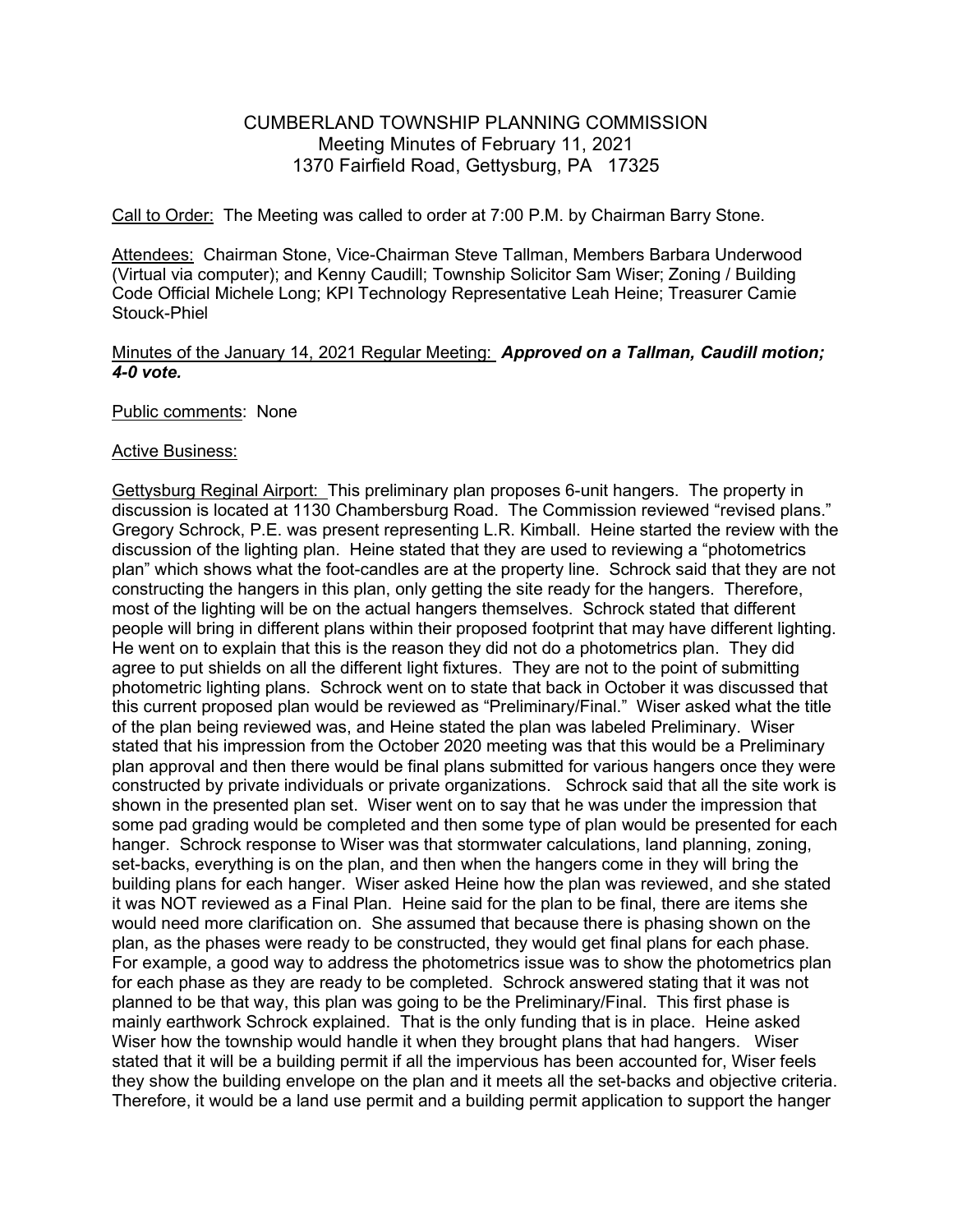CUMBERLAND TOWNSHIP PLANNING COMMISSION
Meeting Minutes of February 11, 2021
1370 Fairfield Road, Gettysburg, PA 17325

Call to Order: The Meeting was called to order at 7:00 P.M. by Chairman Barry Stone.

Attendees: Chairman Stone, Vice-Chairman Steve Tallman, Members Barbara Underwood (Virtual via computer); and Kenny Caudill; Township Solicitor Sam Wiser; Zoning / Building Code Official Michele Long; KPI Technology Representative Leah Heine; Treasurer Camie Stouck-Phiel

Minutes of the January 14, 2021 Regular Meeting: ***Approved on a Tallman, Caudill motion; 4-0 vote.***

Public comments: None

Active Business:

Gettysburg Reginal Airport: This preliminary plan proposes 6-unit hangers. The property in discussion is located at 1130 Chambersburg Road. The Commission reviewed "revised plans." Gregory Schrock, P.E. was present representing L.R. Kimball. Heine started the review with the discussion of the lighting plan. Heine stated that they are used to reviewing a "photometrics plan" which shows what the foot-candles are at the property line. Schrock said that they are not constructing the hangers in this plan, only getting the site ready for the hangers. Therefore, most of the lighting will be on the actual hangers themselves. Schrock stated that different people will bring in different plans within their proposed footprint that may have different lighting. He went on to explain that this is the reason they did not do a photometrics plan. They did agree to put shields on all the different light fixtures. They are not to the point of submitting photometric lighting plans. Schrock went on to state that back in October it was discussed that this current proposed plan would be reviewed as "Preliminary/Final." Wiser asked what the title of the plan being reviewed was, and Heine stated the plan was labeled Preliminary. Wiser stated that his impression from the October 2020 meeting was that this would be a Preliminary plan approval and then there would be final plans submitted for various hangers once they were constructed by private individuals or private organizations. Schrock said that all the site work is shown in the presented plan set. Wiser went on to say that he was under the impression that some pad grading would be completed and then some type of plan would be presented for each hanger. Schrock response to Wiser was that stormwater calculations, land planning, zoning, set-backs, everything is on the plan, and then when the hangers come in they will bring the building plans for each hanger. Wiser asked Heine how the plan was reviewed, and she stated it was NOT reviewed as a Final Plan. Heine said for the plan to be final, there are items she would need more clarification on. She assumed that because there is phasing shown on the plan, as the phases were ready to be constructed, they would get final plans for each phase. For example, a good way to address the photometrics issue was to show the photometrics plan for each phase as they are ready to be completed. Schrock answered stating that it was not planned to be that way, this plan was going to be the Preliminary/Final. This first phase is mainly earthwork Schrock explained. That is the only funding that is in place. Heine asked Wiser how the township would handle it when they brought plans that had hangers. Wiser stated that it will be a building permit if all the impervious has been accounted for, Wiser feels they show the building envelope on the plan and it meets all the set-backs and objective criteria. Therefore, it would be a land use permit and a building permit application to support the hanger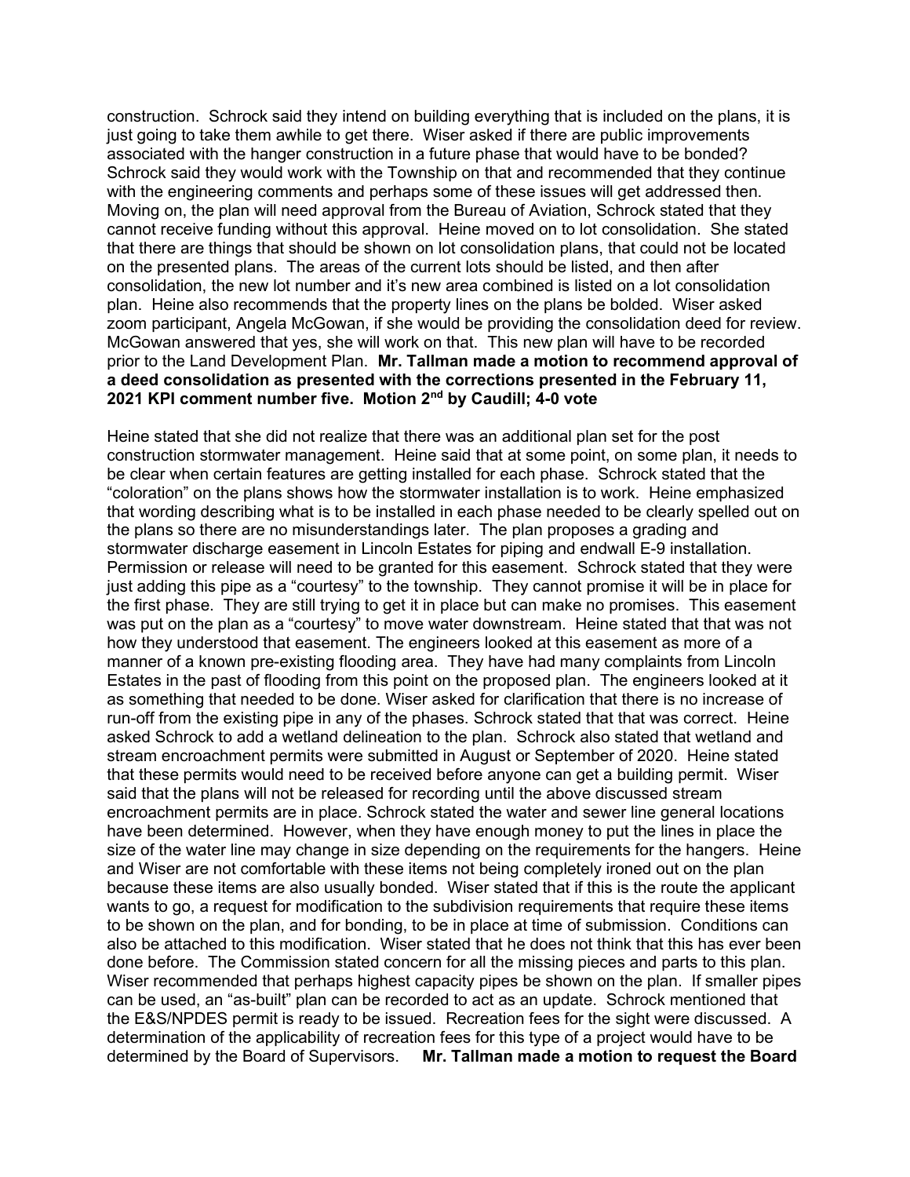construction. Schrock said they intend on building everything that is included on the plans, it is just going to take them awhile to get there. Wiser asked if there are public improvements associated with the hanger construction in a future phase that would have to be bonded? Schrock said they would work with the Township on that and recommended that they continue with the engineering comments and perhaps some of these issues will get addressed then. Moving on, the plan will need approval from the Bureau of Aviation, Schrock stated that they cannot receive funding without this approval. Heine moved on to lot consolidation. She stated that there are things that should be shown on lot consolidation plans, that could not be located on the presented plans. The areas of the current lots should be listed, and then after consolidation, the new lot number and it's new area combined is listed on a lot consolidation plan. Heine also recommends that the property lines on the plans be bolded. Wiser asked zoom participant, Angela McGowan, if she would be providing the consolidation deed for review. McGowan answered that yes, she will work on that. This new plan will have to be recorded prior to the Land Development Plan. **Mr. Tallman made a motion to recommend approval of a deed consolidation as presented with the corrections presented in the February 11, 2021 KPI comment number five. Motion 2nd by Caudill; 4-0 vote**

Heine stated that she did not realize that there was an additional plan set for the post construction stormwater management. Heine said that at some point, on some plan, it needs to be clear when certain features are getting installed for each phase. Schrock stated that the "coloration" on the plans shows how the stormwater installation is to work. Heine emphasized that wording describing what is to be installed in each phase needed to be clearly spelled out on the plans so there are no misunderstandings later. The plan proposes a grading and stormwater discharge easement in Lincoln Estates for piping and endwall E-9 installation. Permission or release will need to be granted for this easement. Schrock stated that they were just adding this pipe as a "courtesy" to the township. They cannot promise it will be in place for the first phase. They are still trying to get it in place but can make no promises. This easement was put on the plan as a "courtesy" to move water downstream. Heine stated that that was not how they understood that easement. The engineers looked at this easement as more of a manner of a known pre-existing flooding area. They have had many complaints from Lincoln Estates in the past of flooding from this point on the proposed plan. The engineers looked at it as something that needed to be done. Wiser asked for clarification that there is no increase of run-off from the existing pipe in any of the phases. Schrock stated that that was correct. Heine asked Schrock to add a wetland delineation to the plan. Schrock also stated that wetland and stream encroachment permits were submitted in August or September of 2020. Heine stated that these permits would need to be received before anyone can get a building permit. Wiser said that the plans will not be released for recording until the above discussed stream encroachment permits are in place. Schrock stated the water and sewer line general locations have been determined. However, when they have enough money to put the lines in place the size of the water line may change in size depending on the requirements for the hangers. Heine and Wiser are not comfortable with these items not being completely ironed out on the plan because these items are also usually bonded. Wiser stated that if this is the route the applicant wants to go, a request for modification to the subdivision requirements that require these items to be shown on the plan, and for bonding, to be in place at time of submission. Conditions can also be attached to this modification. Wiser stated that he does not think that this has ever been done before. The Commission stated concern for all the missing pieces and parts to this plan. Wiser recommended that perhaps highest capacity pipes be shown on the plan. If smaller pipes can be used, an "as-built" plan can be recorded to act as an update. Schrock mentioned that the E&S/NPDES permit is ready to be issued. Recreation fees for the sight were discussed. A determination of the applicability of recreation fees for this type of a project would have to be determined by the Board of Supervisors. **Mr. Tallman made a motion to request the Board**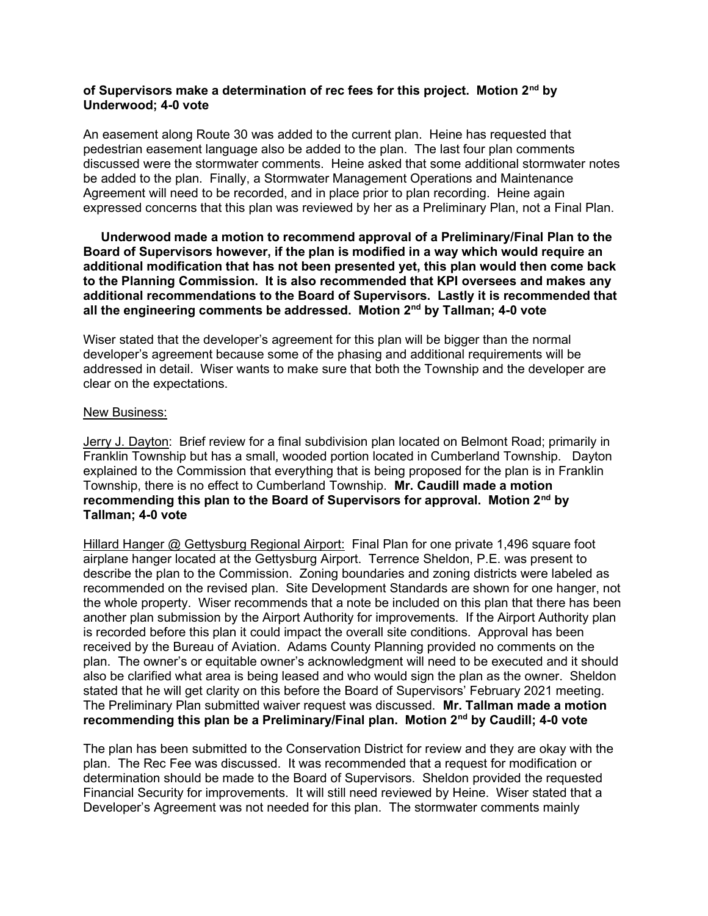**of Supervisors make a determination of rec fees for this project. Motion 2nd by Underwood; 4-0 vote**

An easement along Route 30 was added to the current plan. Heine has requested that pedestrian easement language also be added to the plan. The last four plan comments discussed were the stormwater comments. Heine asked that some additional stormwater notes be added to the plan. Finally, a Stormwater Management Operations and Maintenance Agreement will need to be recorded, and in place prior to plan recording. Heine again expressed concerns that this plan was reviewed by her as a Preliminary Plan, not a Final Plan.

**Underwood made a motion to recommend approval of a Preliminary/Final Plan to the Board of Supervisors however, if the plan is modified in a way which would require an additional modification that has not been presented yet, this plan would then come back to the Planning Commission. It is also recommended that KPI oversees and makes any additional recommendations to the Board of Supervisors. Lastly it is recommended that all the engineering comments be addressed. Motion 2nd by Tallman; 4-0 vote**

Wiser stated that the developer's agreement for this plan will be bigger than the normal developer's agreement because some of the phasing and additional requirements will be addressed in detail. Wiser wants to make sure that both the Township and the developer are clear on the expectations.

New Business:

Jerry J. Dayton: Brief review for a final subdivision plan located on Belmont Road; primarily in Franklin Township but has a small, wooded portion located in Cumberland Township. Dayton explained to the Commission that everything that is being proposed for the plan is in Franklin Township, there is no effect to Cumberland Township. **Mr. Caudill made a motion recommending this plan to the Board of Supervisors for approval. Motion 2nd by Tallman; 4-0 vote**

Hillard Hanger @ Gettysburg Regional Airport: Final Plan for one private 1,496 square foot airplane hanger located at the Gettysburg Airport. Terrence Sheldon, P.E. was present to describe the plan to the Commission. Zoning boundaries and zoning districts were labeled as recommended on the revised plan. Site Development Standards are shown for one hanger, not the whole property. Wiser recommends that a note be included on this plan that there has been another plan submission by the Airport Authority for improvements. If the Airport Authority plan is recorded before this plan it could impact the overall site conditions. Approval has been received by the Bureau of Aviation. Adams County Planning provided no comments on the plan. The owner's or equitable owner's acknowledgment will need to be executed and it should also be clarified what area is being leased and who would sign the plan as the owner. Sheldon stated that he will get clarity on this before the Board of Supervisors' February 2021 meeting. The Preliminary Plan submitted waiver request was discussed. **Mr. Tallman made a motion recommending this plan be a Preliminary/Final plan. Motion 2nd by Caudill; 4-0 vote**

The plan has been submitted to the Conservation District for review and they are okay with the plan. The Rec Fee was discussed. It was recommended that a request for modification or determination should be made to the Board of Supervisors. Sheldon provided the requested Financial Security for improvements. It will still need reviewed by Heine. Wiser stated that a Developer's Agreement was not needed for this plan. The stormwater comments mainly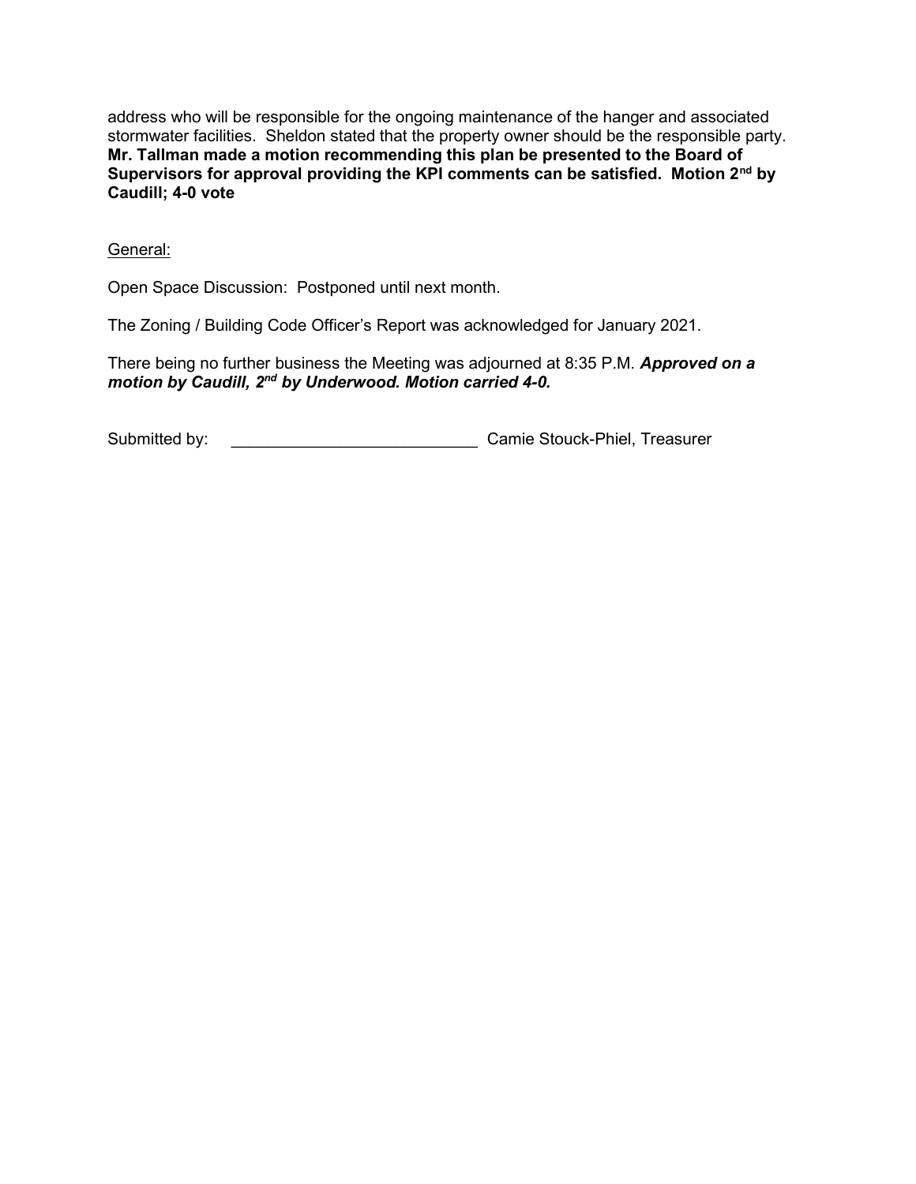address who will be responsible for the ongoing maintenance of the hanger and associated stormwater facilities. Sheldon stated that the property owner should be the responsible party. **Mr. Tallman made a motion recommending this plan be presented to the Board of Supervisors for approval providing the KPI comments can be satisfied. Motion 2nd by Caudill; 4-0 vote**

General:

Open Space Discussion: Postponed until next month.

The Zoning / Building Code Officer's Report was acknowledged for January 2021.

There being no further business the Meeting was adjourned at 8:35 P.M. ***Approved on a motion by Caudill, 2nd by Underwood. Motion carried 4-0.***

Submitted by: ___________________________ Camie Stouck-Phiel, Treasurer